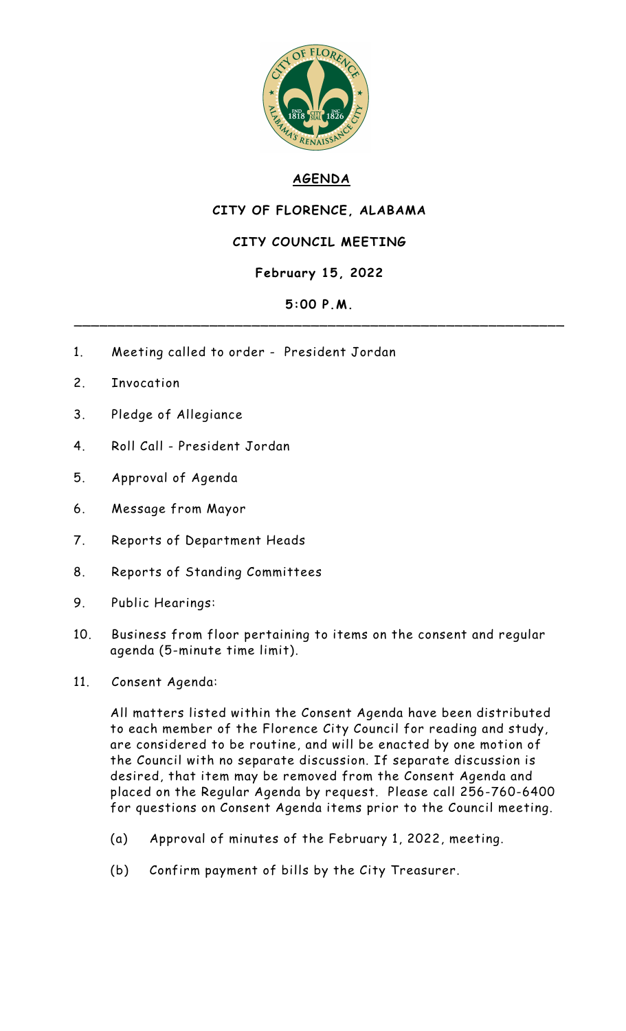# AGENDA

## CITY OF FLORENCE, ALABAMA

## CITY COUNCIL MEETING

### February 15, 2022

### 5:00 P.M.

---

1. Meeting called to order - President Jordan
2. Invocation
3. Pledge of Allegiance
4. Roll Call - President Jordan
5. Approval of Agenda
6. Message from Mayor
7. Reports of Department Heads
8. Reports of Standing Committees
9. Public Hearings:
10. Business from floor pertaining to items on the consent and regular agenda (5-minute time limit).
11. Consent Agenda:

    All matters listed within the Consent Agenda have been distributed to each member of the Florence City Council for reading and study, are considered to be routine, and will be enacted by one motion of the Council with no separate discussion. If separate discussion is desired, that item may be removed from the Consent Agenda and placed on the Regular Agenda by request. Please call 256-760-6400 for questions on Consent Agenda items prior to the Council meeting.

    (a) Approval of minutes of the February 1, 2022, meeting.

    (b) Confirm payment of bills by the City Treasurer.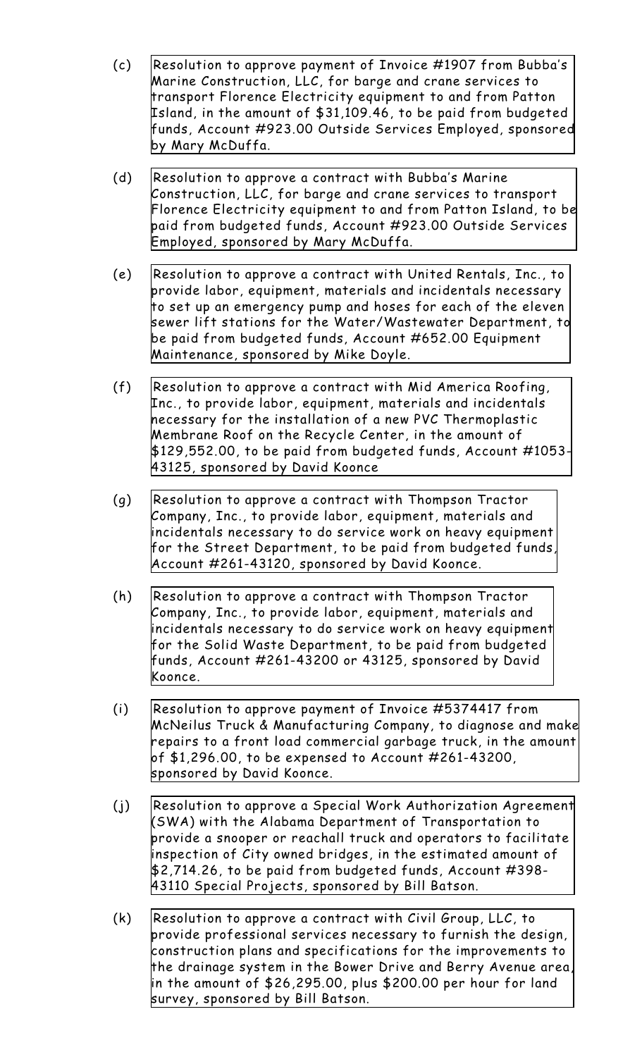(c) Resolution to approve payment of Invoice #1907 from Bubba's Marine Construction, LLC, for barge and crane services to transport Florence Electricity equipment to and from Patton Island, in the amount of $31,109.46, to be paid from budgeted funds, Account #923.00 Outside Services Employed, sponsored by Mary McDuffa.

(d) Resolution to approve a contract with Bubba's Marine Construction, LLC, for barge and crane services to transport Florence Electricity equipment to and from Patton Island, to be paid from budgeted funds, Account #923.00 Outside Services Employed, sponsored by Mary McDuffa.

(e) Resolution to approve a contract with United Rentals, Inc., to provide labor, equipment, materials and incidentals necessary to set up an emergency pump and hoses for each of the eleven sewer lift stations for the Water/Wastewater Department, to be paid from budgeted funds, Account #652.00 Equipment Maintenance, sponsored by Mike Doyle.

(f) Resolution to approve a contract with Mid America Roofing, Inc., to provide labor, equipment, materials and incidentals necessary for the installation of a new PVC Thermoplastic Membrane Roof on the Recycle Center, in the amount of $129,552.00, to be paid from budgeted funds, Account #1053-43125, sponsored by David Koonce

(g) Resolution to approve a contract with Thompson Tractor Company, Inc., to provide labor, equipment, materials and incidentals necessary to do service work on heavy equipment for the Street Department, to be paid from budgeted funds, Account #261-43120, sponsored by David Koonce.

(h) Resolution to approve a contract with Thompson Tractor Company, Inc., to provide labor, equipment, materials and incidentals necessary to do service work on heavy equipment for the Solid Waste Department, to be paid from budgeted funds, Account #261-43200 or 43125, sponsored by David Koonce.

(i) Resolution to approve payment of Invoice #5374417 from McNeilus Truck & Manufacturing Company, to diagnose and make repairs to a front load commercial garbage truck, in the amount of $1,296.00, to be expensed to Account #261-43200, sponsored by David Koonce.

(j) Resolution to approve a Special Work Authorization Agreement (SWA) with the Alabama Department of Transportation to provide a snooper or reachall truck and operators to facilitate inspection of City owned bridges, in the estimated amount of $2,714.26, to be paid from budgeted funds, Account #398-43110 Special Projects, sponsored by Bill Batson.

(k) Resolution to approve a contract with Civil Group, LLC, to provide professional services necessary to furnish the design, construction plans and specifications for the improvements to the drainage system in the Bower Drive and Berry Avenue area, in the amount of $26,295.00, plus $200.00 per hour for land survey, sponsored by Bill Batson.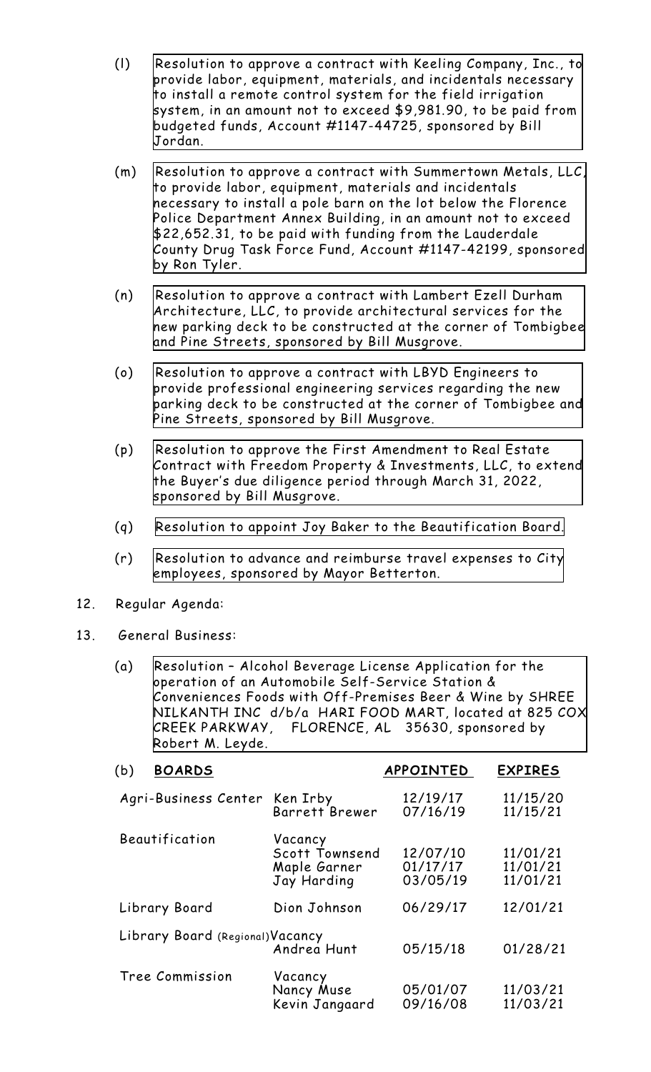(l) Resolution to approve a contract with Keeling Company, Inc., to provide labor, equipment, materials, and incidentals necessary to install a remote control system for the field irrigation system, in an amount not to exceed $9,981.90, to be paid from budgeted funds, Account #1147-44725, sponsored by Bill Jordan.

(m) Resolution to approve a contract with Summertown Metals, LLC, to provide labor, equipment, materials and incidentals necessary to install a pole barn on the lot below the Florence Police Department Annex Building, in an amount not to exceed $22,652.31, to be paid with funding from the Lauderdale County Drug Task Force Fund, Account #1147-42199, sponsored by Ron Tyler.

(n) Resolution to approve a contract with Lambert Ezell Durham Architecture, LLC, to provide architectural services for the new parking deck to be constructed at the corner of Tombigbee and Pine Streets, sponsored by Bill Musgrove.

(o) Resolution to approve a contract with LBYD Engineers to provide professional engineering services regarding the new parking deck to be constructed at the corner of Tombigbee and Pine Streets, sponsored by Bill Musgrove.

(p) Resolution to approve the First Amendment to Real Estate Contract with Freedom Property & Investments, LLC, to extend the Buyer's due diligence period through March 31, 2022, sponsored by Bill Musgrove.

(q) Resolution to appoint Joy Baker to the Beautification Board.

(r) Resolution to advance and reimburse travel expenses to City employees, sponsored by Mayor Betterton.

12. Regular Agenda:

13. General Business:

(a) Resolution – Alcohol Beverage License Application for the operation of an Automobile Self-Service Station & Conveniences Foods with Off-Premises Beer & Wine by SHREE NILKANTH INC d/b/a HARI FOOD MART, located at 825 COX CREEK PARKWAY, FLORENCE, AL 35630, sponsored by Robert M. Leyde.

(b)

| **BOARDS** | | **APPOINTED** | **EXPIRES** |
|---|---|---|---|
| Agri-Business Center | Ken Irby | 12/19/17 | 11/15/20 |
| | Barrett Brewer | 07/16/19 | 11/15/21 |
| Beautification | Vacancy | | |
| | Scott Townsend | 12/07/10 | 11/01/21 |
| | Maple Garner | 01/17/17 | 11/01/21 |
| | Jay Harding | 03/05/19 | 11/01/21 |
| Library Board | Dion Johnson | 06/29/17 | 12/01/21 |
| Library Board (Regional) | Vacancy | | |
| | Andrea Hunt | 05/15/18 | 01/28/21 |
| Tree Commission | Vacancy | | |
| | Nancy Muse | 05/01/07 | 11/03/21 |
| | Kevin Jangaard | 09/16/08 | 11/03/21 |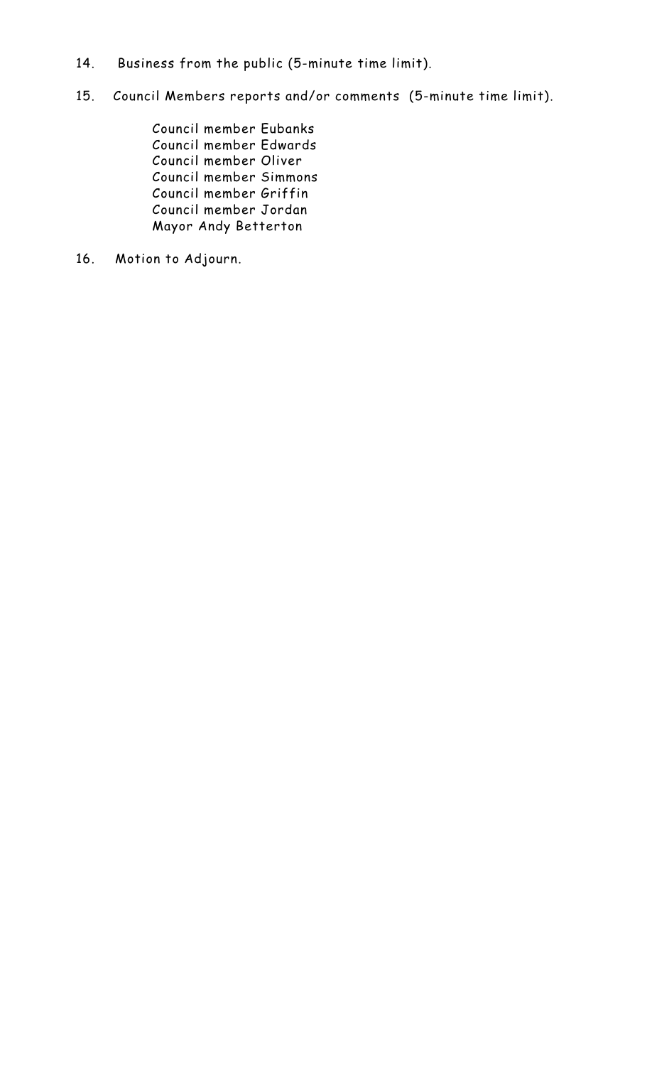14. Business from the public (5-minute time limit).

15. Council Members reports and/or comments (5-minute time limit).

    Council member Eubanks
    Council member Edwards
    Council member Oliver
    Council member Simmons
    Council member Griffin
    Council member Jordan
    Mayor Andy Betterton

16. Motion to Adjourn.